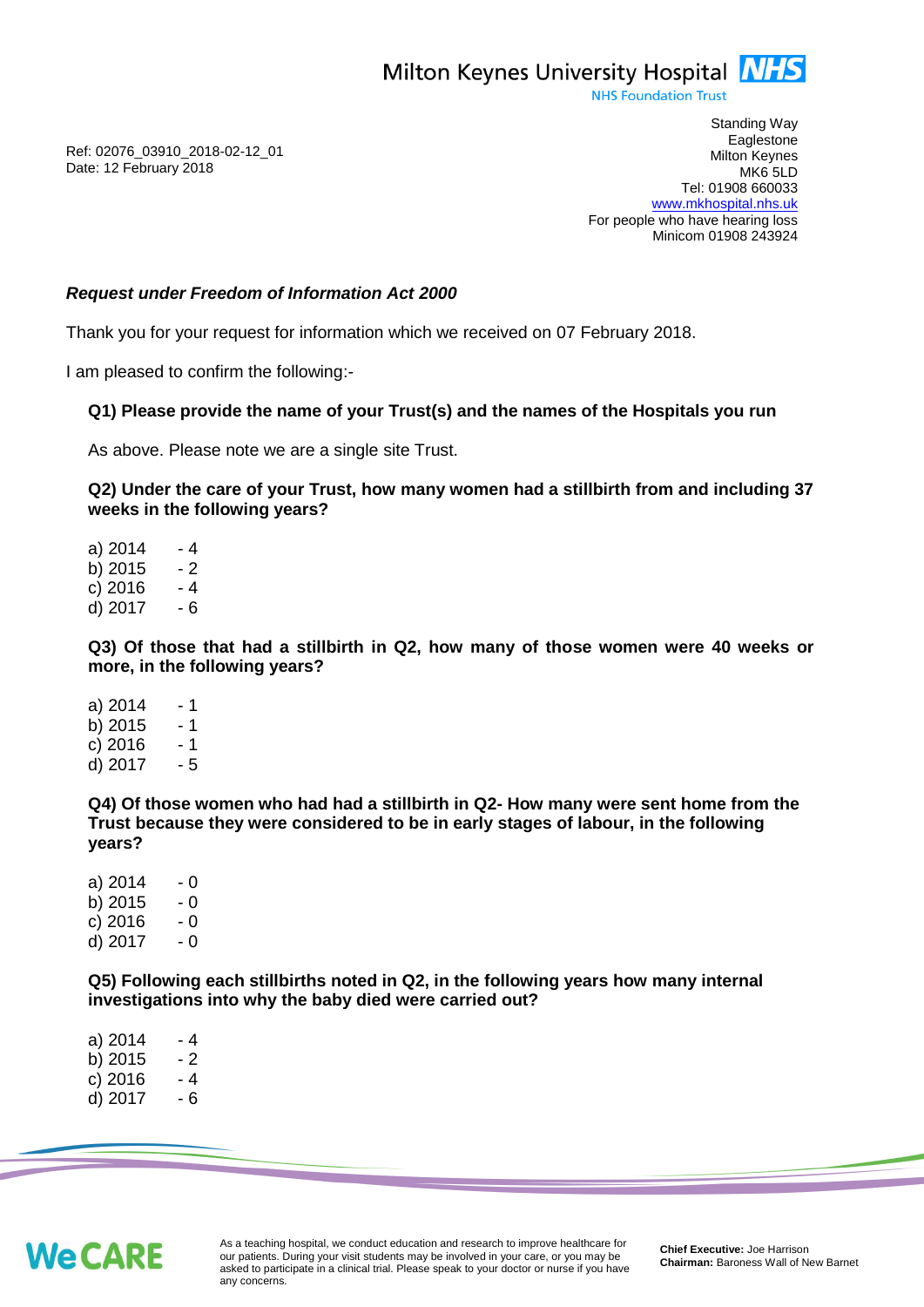Milton Keynes University Hospital NHS
NHS Foundation Trust

Ref: 02076_03910_2018-02-12_01
Date: 12 February 2018

Standing Way
Eaglestone
Milton Keynes
MK6 5LD
Tel: 01908 660033
www.mkhospital.nhs.uk
For people who have hearing loss
Minicom 01908 243924

***Request under Freedom of Information Act 2000***

Thank you for your request for information which we received on 07 February 2018.

I am pleased to confirm the following:-

**Q1) Please provide the name of your Trust(s) and the names of the Hospitals you run**

As above. Please note we are a single site Trust.

**Q2) Under the care of your Trust, how many women had a stillbirth from and including 37 weeks in the following years?**

a) 2014 - 4
b) 2015 - 2
c) 2016 - 4
d) 2017 - 6

**Q3) Of those that had a stillbirth in Q2, how many of those women were 40 weeks or more, in the following years?**

a) 2014 - 1
b) 2015 - 1
c) 2016 - 1
d) 2017 - 5

**Q4) Of those women who had had a stillbirth in Q2- How many were sent home from the Trust because they were considered to be in early stages of labour, in the following years?**

a) 2014 - 0
b) 2015 - 0
c) 2016 - 0
d) 2017 - 0

**Q5) Following each stillbirths noted in Q2, in the following years how many internal investigations into why the baby died were carried out?**

a) 2014 - 4
b) 2015 - 2
c) 2016 - 4
d) 2017 - 6

We CARE

As a teaching hospital, we conduct education and research to improve healthcare for our patients. During your visit students may be involved in your care, or you may be asked to participate in a clinical trial. Please speak to your doctor or nurse if you have any concerns.

**Chief Executive:** Joe Harrison
**Chairman:** Baroness Wall of New Barnet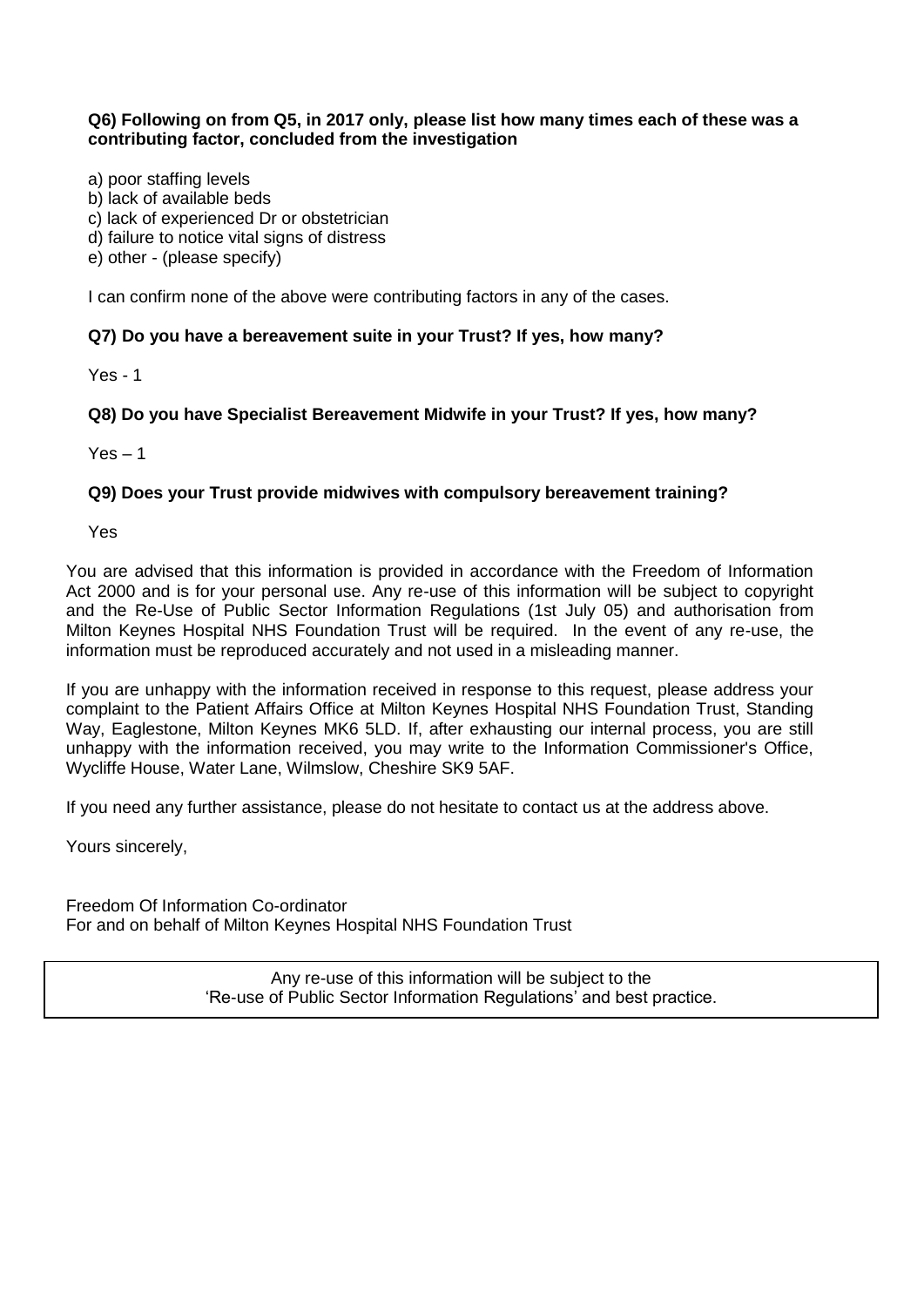**Q6) Following on from Q5, in 2017 only, please list how many times each of these was a contributing factor, concluded from the investigation**

a) poor staffing levels
b) lack of available beds
c) lack of experienced Dr or obstetrician
d) failure to notice vital signs of distress
e) other - (please specify)

I can confirm none of the above were contributing factors in any of the cases.

**Q7) Do you have a bereavement suite in your Trust? If yes, how many?**

Yes - 1

**Q8) Do you have Specialist Bereavement Midwife in your Trust? If yes, how many?**

Yes – 1

**Q9) Does your Trust provide midwives with compulsory bereavement training?**

Yes

You are advised that this information is provided in accordance with the Freedom of Information Act 2000 and is for your personal use. Any re-use of this information will be subject to copyright and the Re-Use of Public Sector Information Regulations (1st July 05) and authorisation from Milton Keynes Hospital NHS Foundation Trust will be required. In the event of any re-use, the information must be reproduced accurately and not used in a misleading manner.

If you are unhappy with the information received in response to this request, please address your complaint to the Patient Affairs Office at Milton Keynes Hospital NHS Foundation Trust, Standing Way, Eaglestone, Milton Keynes MK6 5LD. If, after exhausting our internal process, you are still unhappy with the information received, you may write to the Information Commissioner's Office, Wycliffe House, Water Lane, Wilmslow, Cheshire SK9 5AF.

If you need any further assistance, please do not hesitate to contact us at the address above.

Yours sincerely,

Freedom Of Information Co-ordinator
For and on behalf of Milton Keynes Hospital NHS Foundation Trust

Any re-use of this information will be subject to the 'Re-use of Public Sector Information Regulations' and best practice.